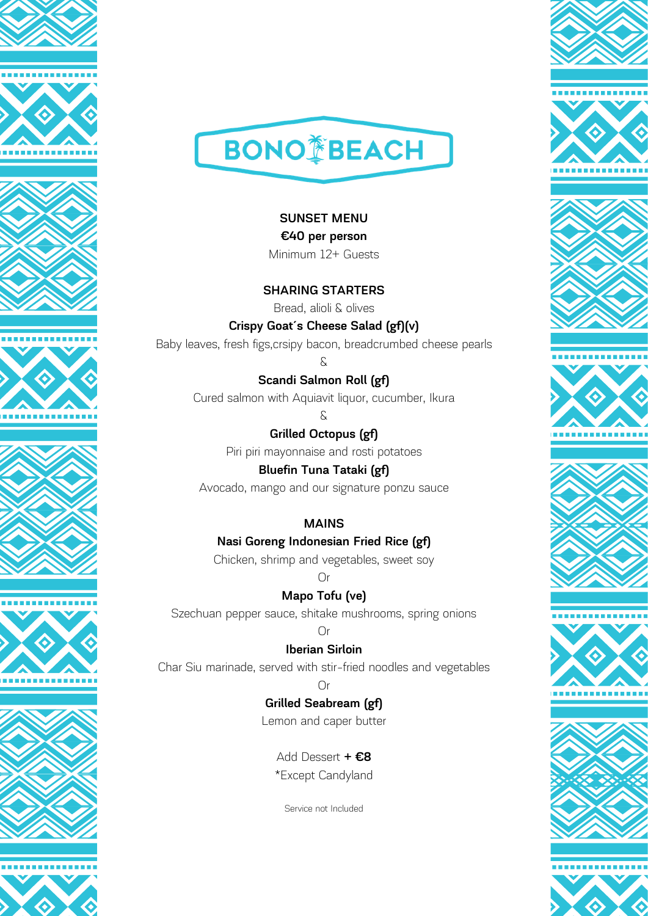# BONO BEACH

## SUNSET MENU

**€40 per person**

Minimum 12+ Guests

## SHARING STARTERS

Bread, alioli & olives

**Crispy Goat´s Cheese Salad (gf)(v)**

Baby leaves, fresh figs,crsipy bacon, breadcrumbed cheese pearls

&

**Scandi Salmon Roll (gf)**

Cured salmon with Aquiavit liquor, cucumber, Ikura

&

**Grilled Octopus (gf)**

Piri piri mayonnaise and rosti potatoes

**Bluefin Tuna Tataki (gf)**

Avocado, mango and our signature ponzu sauce

## MAINS

**Nasi Goreng Indonesian Fried Rice (gf)**

Chicken, shrimp and vegetables, sweet soy

Or

**Mapo Tofu (ve)**

Szechuan pepper sauce, shitake mushrooms, spring onions

Or

**Iberian Sirloin**

Char Siu marinade, served with stir-fried noodles and vegetables

Or

**Grilled Seabream (gf)**

Lemon and caper butter

Add Dessert **+ €8**

*Except Candyland

Service not Included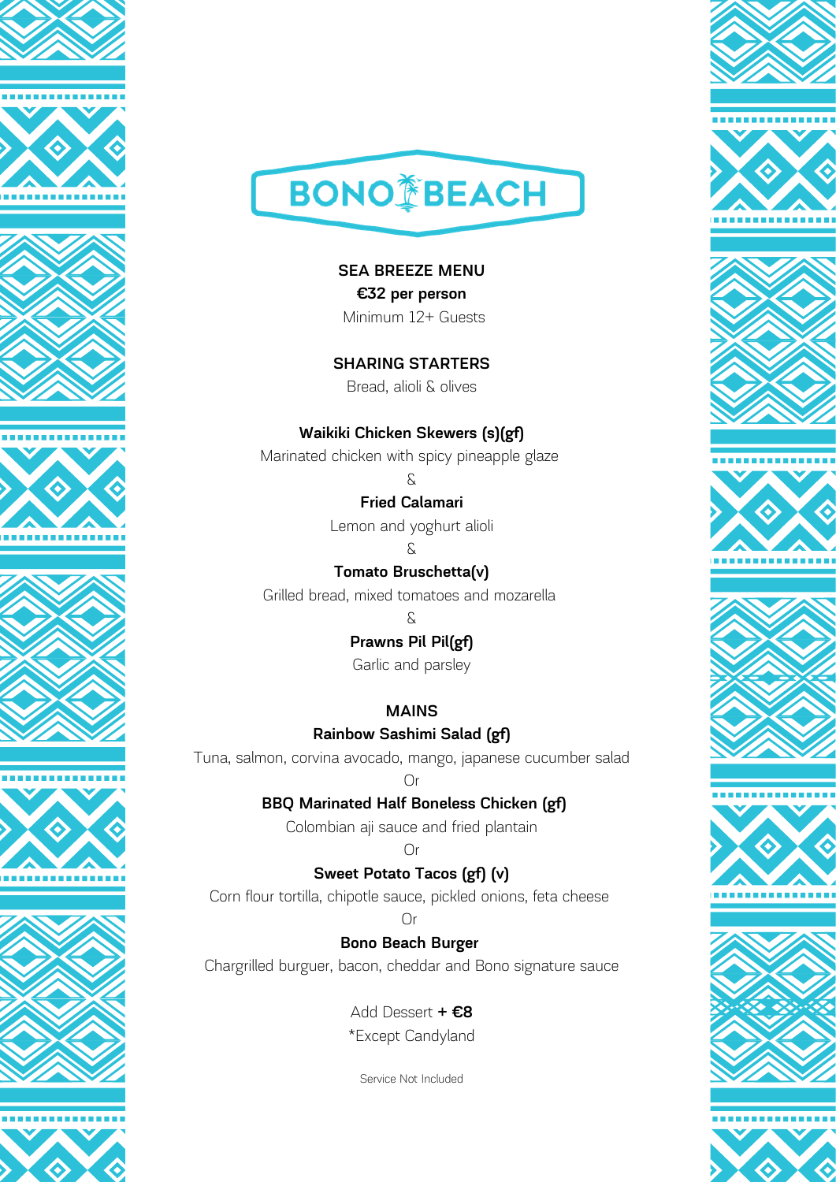# BONO BEACH

## SEA BREEZE MENU

**€32 per person**

Minimum 12+ Guests

### SHARING STARTERS

Bread, alioli & olives

**Waikiki Chicken Skewers (s)(gf)**

Marinated chicken with spicy pineapple glaze

&

**Fried Calamari**

Lemon and yoghurt alioli

&

**Tomato Bruschetta(v)**

Grilled bread, mixed tomatoes and mozarella

&

**Prawns Pil Pil(gf)**

Garlic and parsley

### MAINS

**Rainbow Sashimi Salad (gf)**

Tuna, salmon, corvina avocado, mango, japanese cucumber salad

Or

**BBQ Marinated Half Boneless Chicken (gf)**

Colombian aji sauce and fried plantain

Or

**Sweet Potato Tacos (gf) (v)**

Corn flour tortilla, chipotle sauce, pickled onions, feta cheese

Or

**Bono Beach Burger**

Chargrilled burguer, bacon, cheddar and Bono signature sauce

Add Dessert **+ €8**

*Except Candyland

Service Not Included